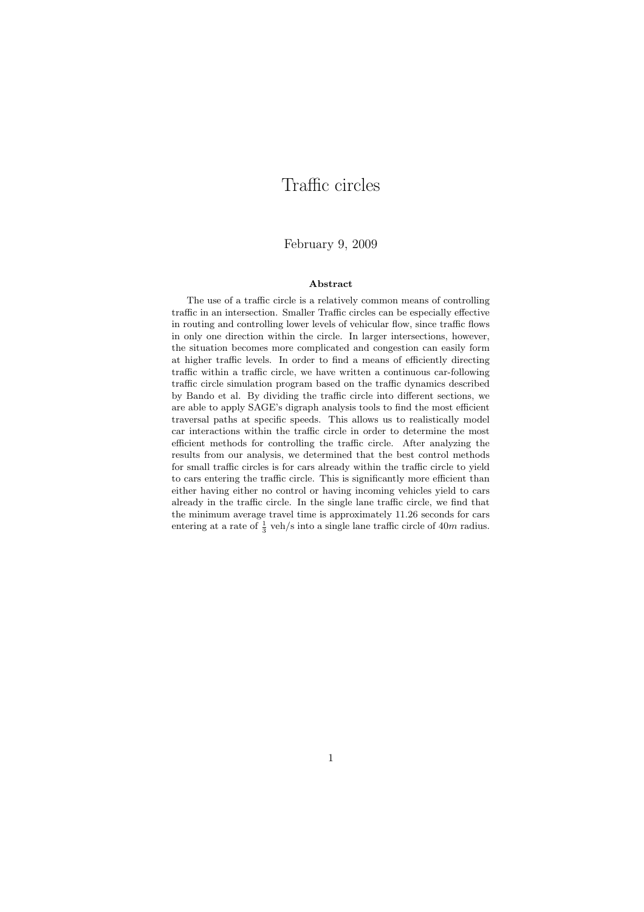# Traffic circles

February 9, 2009

**Abstract**

The use of a traffic circle is a relatively common means of controlling traffic in an intersection. Smaller Traffic circles can be especially effective in routing and controlling lower levels of vehicular flow, since traffic flows in only one direction within the circle. In larger intersections, however, the situation becomes more complicated and congestion can easily form at higher traffic levels. In order to find a means of efficiently directing traffic within a traffic circle, we have written a continuous car-following traffic circle simulation program based on the traffic dynamics described by Bando et al. By dividing the traffic circle into different sections, we are able to apply SAGE's digraph analysis tools to find the most efficient traversal paths at specific speeds. This allows us to realistically model car interactions within the traffic circle in order to determine the most efficient methods for controlling the traffic circle. After analyzing the results from our analysis, we determined that the best control methods for small traffic circles is for cars already within the traffic circle to yield to cars entering the traffic circle. This is significantly more efficient than either having either no control or having incoming vehicles yield to cars already in the traffic circle. In the single lane traffic circle, we find that the minimum average travel time is approximately 11.26 seconds for cars entering at a rate of $\frac{1}{3}$ veh/s into a single lane traffic circle of $40m$ radius.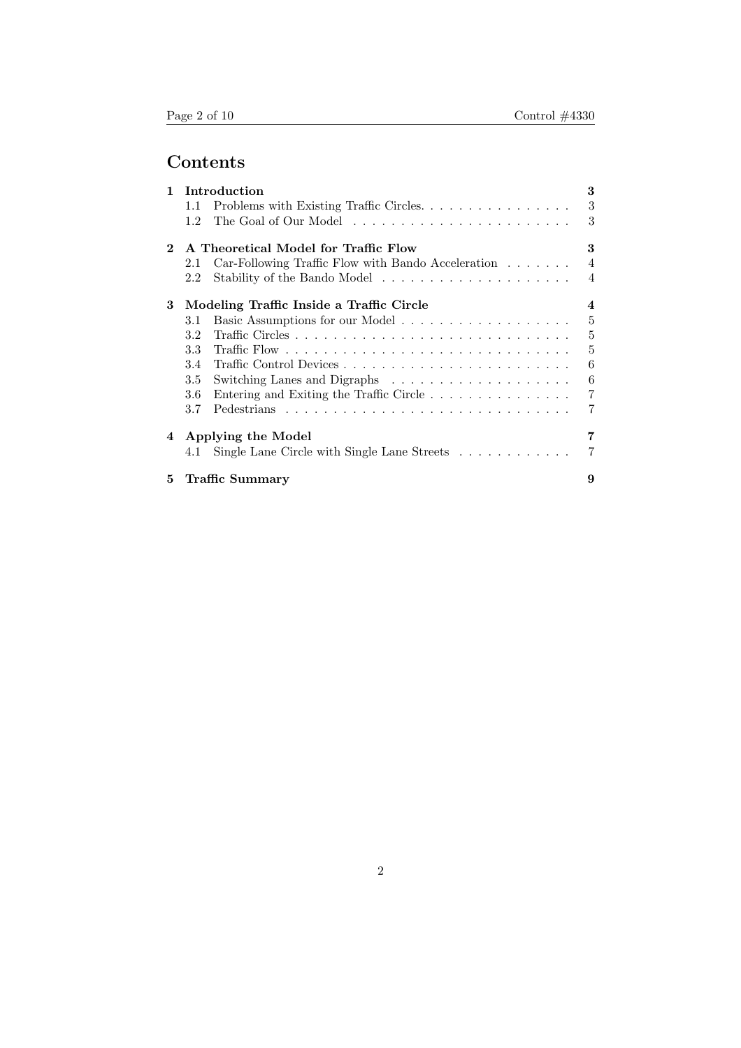# Contents

**1 Introduction** — 3
- 1.1 Problems with Existing Traffic Circles. — 3
- 1.2 The Goal of Our Model — 3

**2 A Theoretical Model for Traffic Flow** — 3
- 2.1 Car-Following Traffic Flow with Bando Acceleration — 4
- 2.2 Stability of the Bando Model — 4

**3 Modeling Traffic Inside a Traffic Circle** — 4
- 3.1 Basic Assumptions for our Model — 5
- 3.2 Traffic Circles — 5
- 3.3 Traffic Flow — 5
- 3.4 Traffic Control Devices — 6
- 3.5 Switching Lanes and Digraphs — 6
- 3.6 Entering and Exiting the Traffic Circle — 7
- 3.7 Pedestrians — 7

**4 Applying the Model** — 7
- 4.1 Single Lane Circle with Single Lane Streets — 7

**5 Traffic Summary** — 9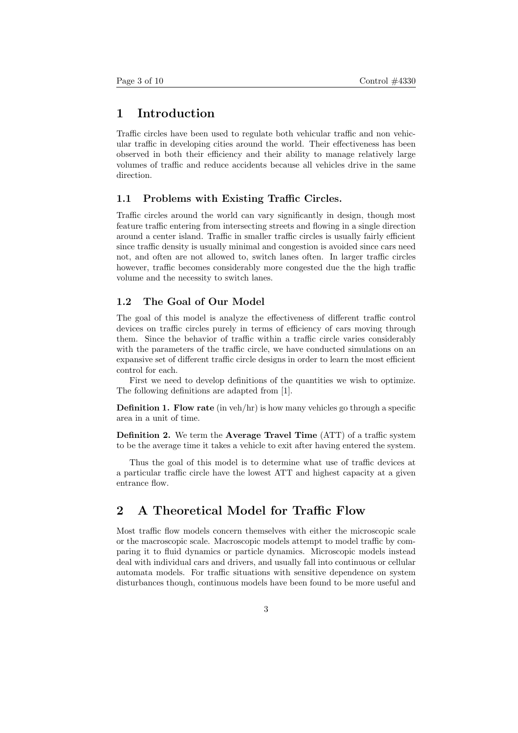# 1 Introduction

Traffic circles have been used to regulate both vehicular traffic and non vehicular traffic in developing cities around the world. Their effectiveness has been observed in both their efficiency and their ability to manage relatively large volumes of traffic and reduce accidents because all vehicles drive in the same direction.

## 1.1 Problems with Existing Traffic Circles.

Traffic circles around the world can vary significantly in design, though most feature traffic entering from intersecting streets and flowing in a single direction around a center island. Traffic in smaller traffic circles is usually fairly efficient since traffic density is usually minimal and congestion is avoided since cars need not, and often are not allowed to, switch lanes often. In larger traffic circles however, traffic becomes considerably more congested due the the high traffic volume and the necessity to switch lanes.

## 1.2 The Goal of Our Model

The goal of this model is analyze the effectiveness of different traffic control devices on traffic circles purely in terms of efficiency of cars moving through them. Since the behavior of traffic within a traffic circle varies considerably with the parameters of the traffic circle, we have conducted simulations on an expansive set of different traffic circle designs in order to learn the most efficient control for each.

First we need to develop definitions of the quantities we wish to optimize. The following definitions are adapted from [1].

**Definition 1.** **Flow rate** (in veh/hr) is how many vehicles go through a specific area in a unit of time.

**Definition 2.** We term the **Average Travel Time** (ATT) of a traffic system to be the average time it takes a vehicle to exit after having entered the system.

Thus the goal of this model is to determine what use of traffic devices at a particular traffic circle have the lowest ATT and highest capacity at a given entrance flow.

# 2 A Theoretical Model for Traffic Flow

Most traffic flow models concern themselves with either the microscopic scale or the macroscopic scale. Macroscopic models attempt to model traffic by comparing it to fluid dynamics or particle dynamics. Microscopic models instead deal with individual cars and drivers, and usually fall into continuous or cellular automata models. For traffic situations with sensitive dependence on system disturbances though, continuous models have been found to be more useful and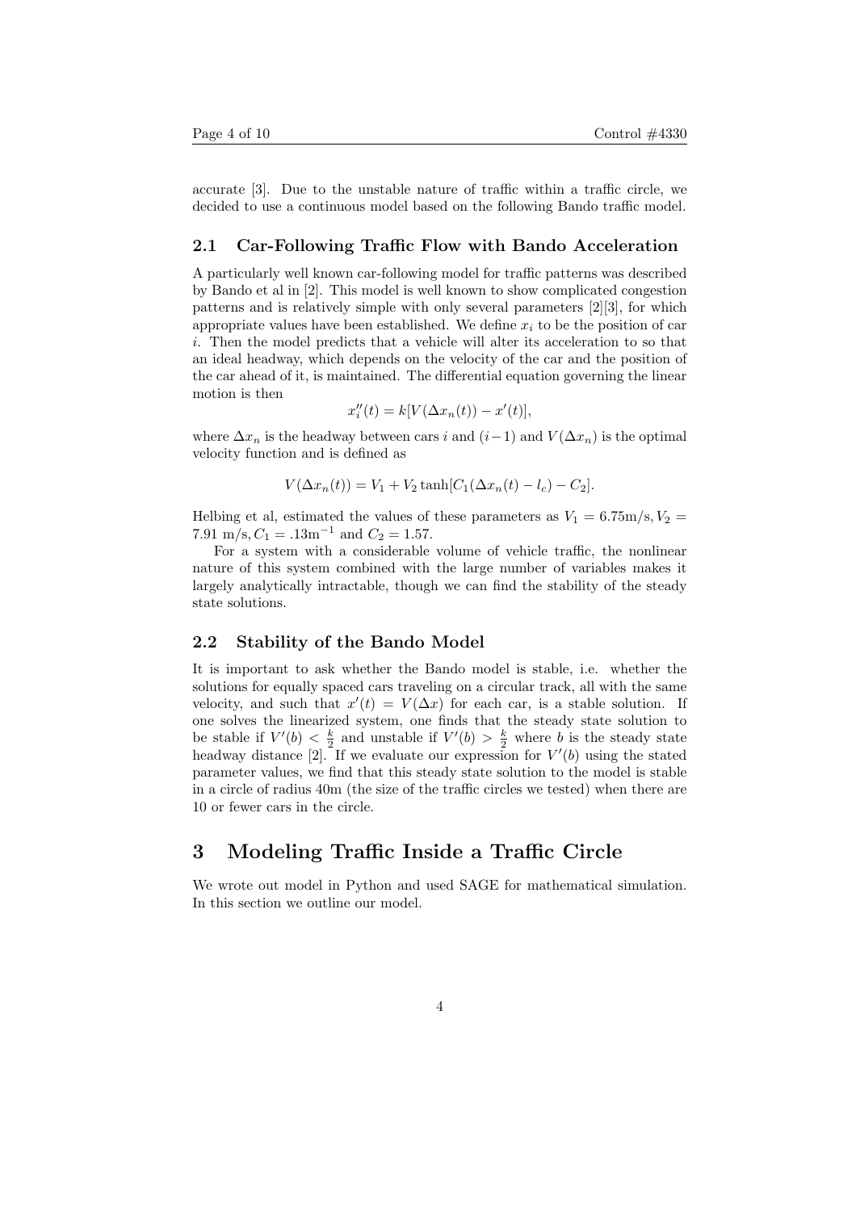accurate [3]. Due to the unstable nature of traffic within a traffic circle, we decided to use a continuous model based on the following Bando traffic model.

### 2.1 Car-Following Traffic Flow with Bando Acceleration

A particularly well known car-following model for traffic patterns was described by Bando et al in [2]. This model is well known to show complicated congestion patterns and is relatively simple with only several parameters [2][3], for which appropriate values have been established. We define $x_i$ to be the position of car $i$. Then the model predicts that a vehicle will alter its acceleration to so that an ideal headway, which depends on the velocity of the car and the position of the car ahead of it, is maintained. The differential equation governing the linear motion is then

$$x_i''(t) = k[V(\Delta x_n(t)) - x'(t)],$$

where $\Delta x_n$ is the headway between cars $i$ and $(i-1)$ and $V(\Delta x_n)$ is the optimal velocity function and is defined as

$$V(\Delta x_n(t)) = V_1 + V_2 \tanh[C_1(\Delta x_n(t) - l_c) - C_2].$$

Helbing et al, estimated the values of these parameters as $V_1 = 6.75\text{m/s}, V_2 = 7.91 \text{ m/s}, C_1 = .13\text{m}^{-1}$ and $C_2 = 1.57$.

For a system with a considerable volume of vehicle traffic, the nonlinear nature of this system combined with the large number of variables makes it largely analytically intractable, though we can find the stability of the steady state solutions.

### 2.2 Stability of the Bando Model

It is important to ask whether the Bando model is stable, i.e. whether the solutions for equally spaced cars traveling on a circular track, all with the same velocity, and such that $x'(t) = V(\Delta x)$ for each car, is a stable solution. If one solves the linearized system, one finds that the steady state solution to be stable if $V'(b) < \frac{k}{2}$ and unstable if $V'(b) > \frac{k}{2}$ where $b$ is the steady state headway distance [2]. If we evaluate our expression for $V'(b)$ using the stated parameter values, we find that this steady state solution to the model is stable in a circle of radius 40m (the size of the traffic circles we tested) when there are 10 or fewer cars in the circle.

## 3 Modeling Traffic Inside a Traffic Circle

We wrote out model in Python and used SAGE for mathematical simulation. In this section we outline our model.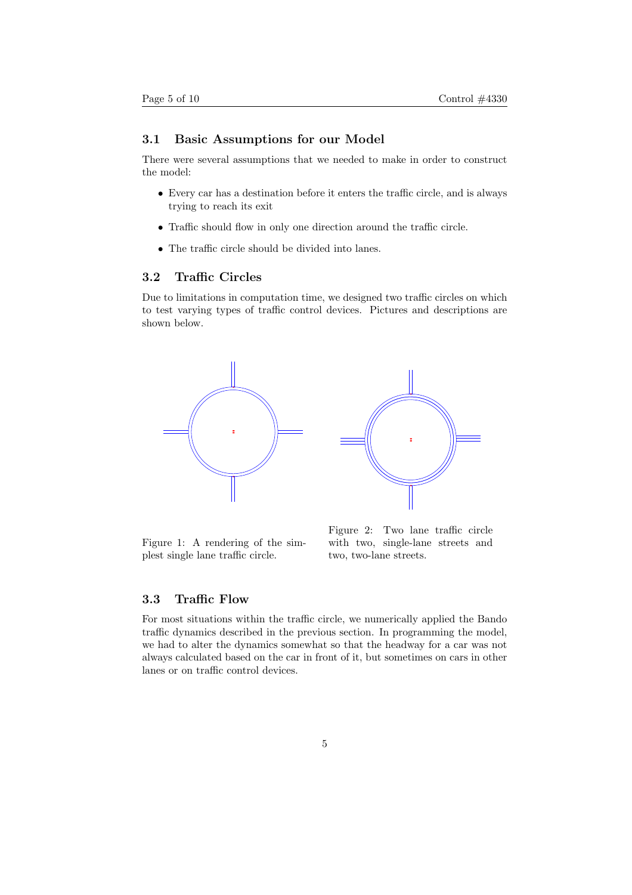### 3.1 Basic Assumptions for our Model

There were several assumptions that we needed to make in order to construct the model:

- Every car has a destination before it enters the traffic circle, and is always trying to reach its exit
- Traffic should flow in only one direction around the traffic circle.
- The traffic circle should be divided into lanes.

### 3.2 Traffic Circles

Due to limitations in computation time, we designed two traffic circles on which to test varying types of traffic control devices. Pictures and descriptions are shown below.

Figure 1: A rendering of the simplest single lane traffic circle.

Figure 2: Two lane traffic circle with two, single-lane streets and two, two-lane streets.

### 3.3 Traffic Flow

For most situations within the traffic circle, we numerically applied the Bando traffic dynamics described in the previous section. In programming the model, we had to alter the dynamics somewhat so that the headway for a car was not always calculated based on the car in front of it, but sometimes on cars in other lanes or on traffic control devices.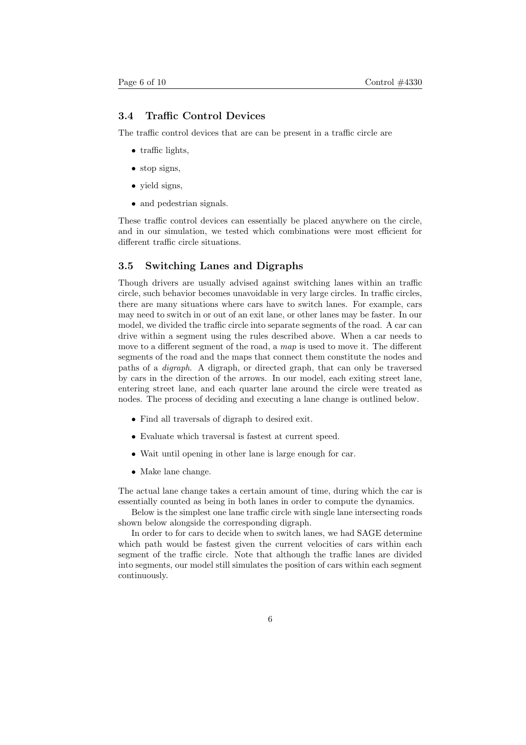### 3.4 Traffic Control Devices

The traffic control devices that are can be present in a traffic circle are

- traffic lights,
- stop signs,
- yield signs,
- and pedestrian signals.

These traffic control devices can essentially be placed anywhere on the circle, and in our simulation, we tested which combinations were most efficient for different traffic circle situations.

### 3.5 Switching Lanes and Digraphs

Though drivers are usually advised against switching lanes within an traffic circle, such behavior becomes unavoidable in very large circles. In traffic circles, there are many situations where cars have to switch lanes. For example, cars may need to switch in or out of an exit lane, or other lanes may be faster. In our model, we divided the traffic circle into separate segments of the road. A car can drive within a segment using the rules described above. When a car needs to move to a different segment of the road, a *map* is used to move it. The different segments of the road and the maps that connect them constitute the nodes and paths of a *digraph*. A digraph, or directed graph, that can only be traversed by cars in the direction of the arrows. In our model, each exiting street lane, entering street lane, and each quarter lane around the circle were treated as nodes. The process of deciding and executing a lane change is outlined below.

- Find all traversals of digraph to desired exit.
- Evaluate which traversal is fastest at current speed.
- Wait until opening in other lane is large enough for car.
- Make lane change.

The actual lane change takes a certain amount of time, during which the car is essentially counted as being in both lanes in order to compute the dynamics.

Below is the simplest one lane traffic circle with single lane intersecting roads shown below alongside the corresponding digraph.

In order to for cars to decide when to switch lanes, we had SAGE determine which path would be fastest given the current velocities of cars within each segment of the traffic circle. Note that although the traffic lanes are divided into segments, our model still simulates the position of cars within each segment continuously.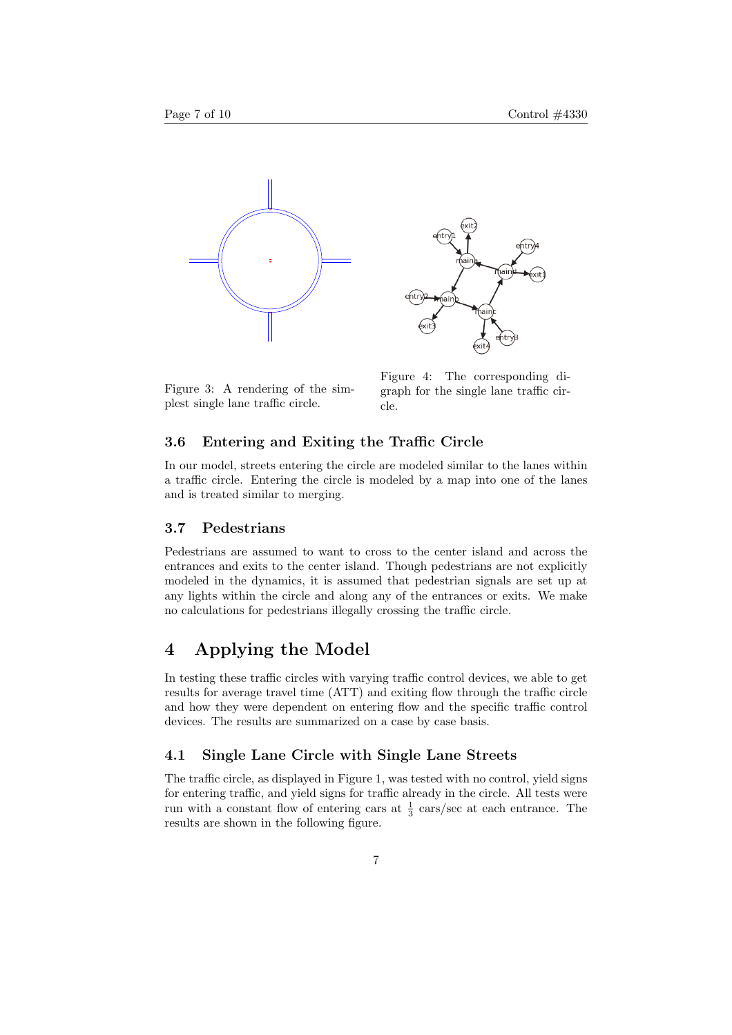Figure 3: A rendering of the simplest single lane traffic circle.

entry1
exit2
entry4
maina
maind
exit1
entry2
mainb
mainc
exit3
exit4
entry3

Figure 4: The corresponding digraph for the single lane traffic circle.

### 3.6 Entering and Exiting the Traffic Circle

In our model, streets entering the circle are modeled similar to the lanes within a traffic circle. Entering the circle is modeled by a map into one of the lanes and is treated similar to merging.

### 3.7 Pedestrians

Pedestrians are assumed to want to cross to the center island and across the entrances and exits to the center island. Though pedestrians are not explicitly modeled in the dynamics, it is assumed that pedestrian signals are set up at any lights within the circle and along any of the entrances or exits. We make no calculations for pedestrians illegally crossing the traffic circle.

## 4 Applying the Model

In testing these traffic circles with varying traffic control devices, we able to get results for average travel time (ATT) and exiting flow through the traffic circle and how they were dependent on entering flow and the specific traffic control devices. The results are summarized on a case by case basis.

### 4.1 Single Lane Circle with Single Lane Streets

The traffic circle, as displayed in Figure 1, was tested with no control, yield signs for entering traffic, and yield signs for traffic already in the circle. All tests were run with a constant flow of entering cars at $\frac{1}{3}$ cars/sec at each entrance. The results are shown in the following figure.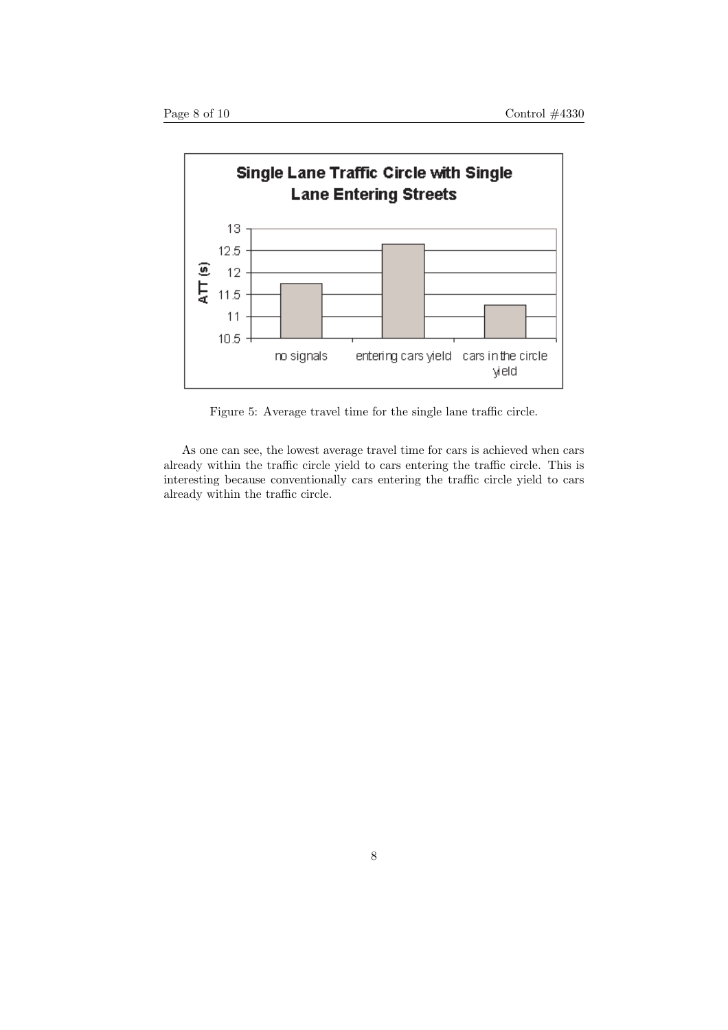Single Lane Traffic Circle with Single Lane Entering Streets

ATT (s)

13
12.5
12
11.5
11
10.5

no signals
entering cars yield
cars in the circle yield

Figure 5: Average travel time for the single lane traffic circle.

As one can see, the lowest average travel time for cars is achieved when cars already within the traffic circle yield to cars entering the traffic circle. This is interesting because conventionally cars entering the traffic circle yield to cars already within the traffic circle.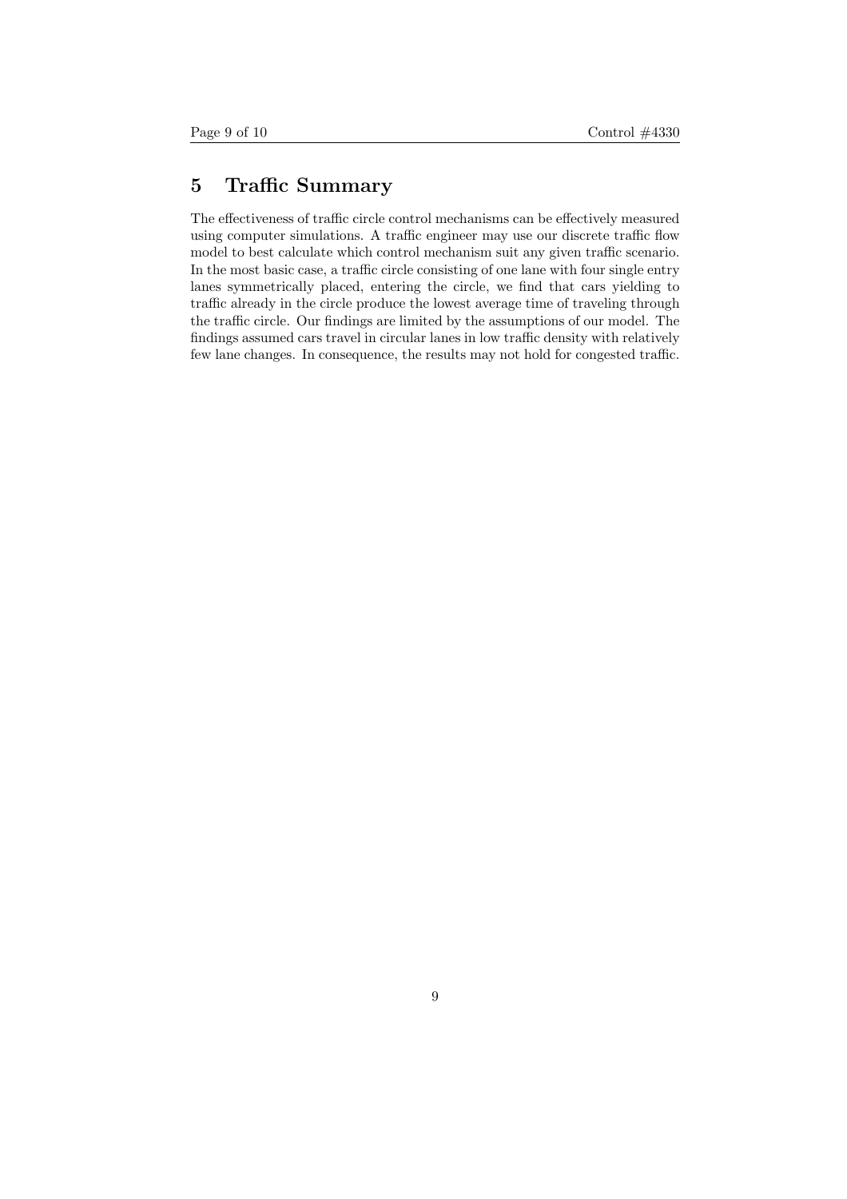## 5 Traffic Summary

The effectiveness of traffic circle control mechanisms can be effectively measured using computer simulations. A traffic engineer may use our discrete traffic flow model to best calculate which control mechanism suit any given traffic scenario. In the most basic case, a traffic circle consisting of one lane with four single entry lanes symmetrically placed, entering the circle, we find that cars yielding to traffic already in the circle produce the lowest average time of traveling through the traffic circle. Our findings are limited by the assumptions of our model. The findings assumed cars travel in circular lanes in low traffic density with relatively few lane changes. In consequence, the results may not hold for congested traffic.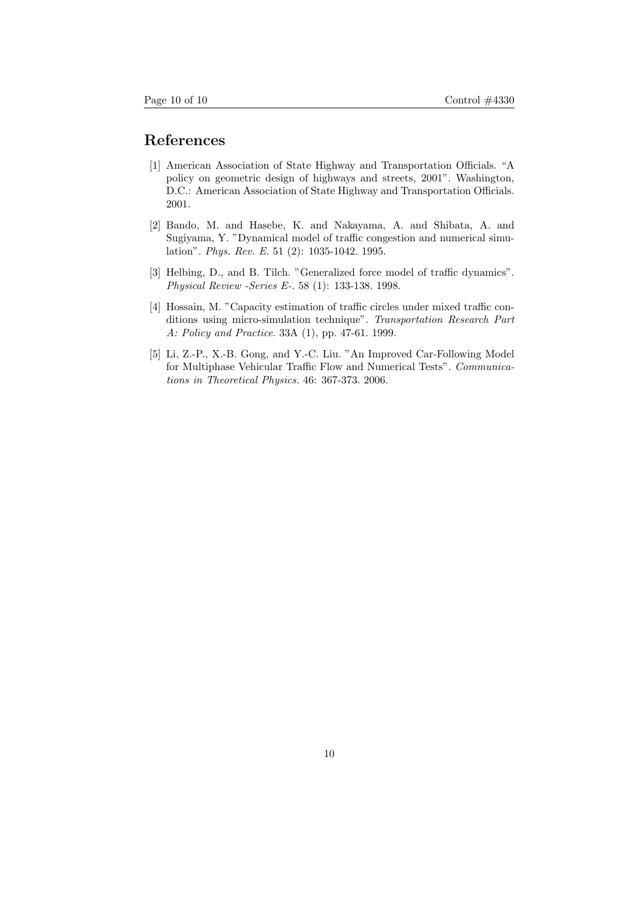## References

[1] American Association of State Highway and Transportation Officials. "A policy on geometric design of highways and streets, 2001". Washington, D.C.: American Association of State Highway and Transportation Officials. 2001.

[2] Bando, M. and Hasebe, K. and Nakayama, A. and Shibata, A. and Sugiyama, Y. "Dynamical model of traffic congestion and numerical simulation". *Phys. Rev. E.* 51 (2): 1035-1042. 1995.

[3] Helbing, D., and B. Tilch. "Generalized force model of traffic dynamics". *Physical Review -Series E-.* 58 (1): 133-138. 1998.

[4] Hossain, M. "Capacity estimation of traffic circles under mixed traffic conditions using micro-simulation technique". *Transportation Research Part A: Policy and Practice.* 33A (1), pp. 47-61. 1999.

[5] Li, Z.-P., X.-B. Gong, and Y.-C. Liu. "An Improved Car-Following Model for Multiphase Vehicular Traffic Flow and Numerical Tests". *Communications in Theoretical Physics.* 46: 367-373. 2006.